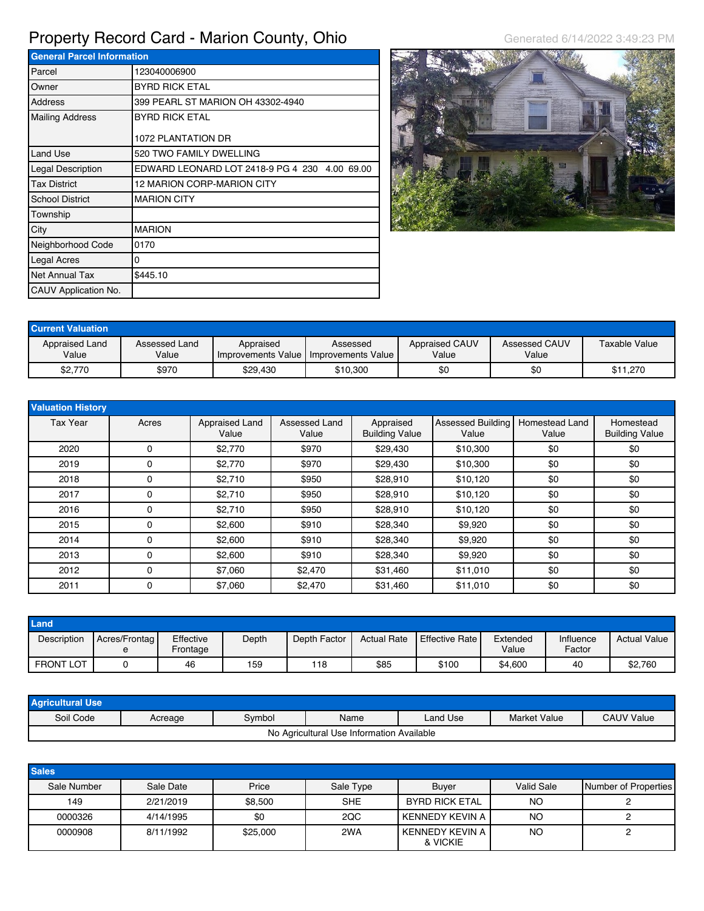# Property Record Card - Marion County, Ohio

Generated 6/14/2022 3:49:23 PM

| General Parcel Information | |
|---|---|
| Parcel | 123040006900 |
| Owner | BYRD RICK ETAL |
| Address | 399 PEARL ST MARION OH 43302-4940 |
| Mailing Address | BYRD RICK ETAL<br><br>1072 PLANTATION DR |
| Land Use | 520 TWO FAMILY DWELLING |
| Legal Description | EDWARD LEONARD LOT 2418-9 PG 4 230 4.00 69.00 |
| Tax District | 12 MARION CORP-MARION CITY |
| School District | MARION CITY |
| Township | |
| City | MARION |
| Neighborhood Code | 0170 |
| Legal Acres | 0 |
| Net Annual Tax | $445.10 |
| CAUV Application No. | |

## Current Valuation

| Appraised Land Value | Assessed Land Value | Appraised Improvements Value | Assessed Improvements Value | Appraised CAUV Value | Assessed CAUV Value | Taxable Value |
|---|---|---|---|---|---|---|
| $2,770 | $970 | $29,430 | $10,300 | $0 | $0 | $11,270 |

## Valuation History

| Tax Year | Acres | Appraised Land Value | Assessed Land Value | Appraised Building Value | Assessed Building Value | Homestead Land Value | Homestead Building Value |
|---|---|---|---|---|---|---|---|
| 2020 | 0 | $2,770 | $970 | $29,430 | $10,300 | $0 | $0 |
| 2019 | 0 | $2,770 | $970 | $29,430 | $10,300 | $0 | $0 |
| 2018 | 0 | $2,710 | $950 | $28,910 | $10,120 | $0 | $0 |
| 2017 | 0 | $2,710 | $950 | $28,910 | $10,120 | $0 | $0 |
| 2016 | 0 | $2,710 | $950 | $28,910 | $10,120 | $0 | $0 |
| 2015 | 0 | $2,600 | $910 | $28,340 | $9,920 | $0 | $0 |
| 2014 | 0 | $2,600 | $910 | $28,340 | $9,920 | $0 | $0 |
| 2013 | 0 | $2,600 | $910 | $28,340 | $9,920 | $0 | $0 |
| 2012 | 0 | $7,060 | $2,470 | $31,460 | $11,010 | $0 | $0 |
| 2011 | 0 | $7,060 | $2,470 | $31,460 | $11,010 | $0 | $0 |

## Land

| Description | Acres/Frontage | Effective Frontage | Depth | Depth Factor | Actual Rate | Effective Rate | Extended Value | Influence Factor | Actual Value |
|---|---|---|---|---|---|---|---|---|---|
| FRONT LOT | 0 | 46 | 159 | 118 | $85 | $100 | $4,600 | 40 | $2,760 |

## Agricultural Use

| Soil Code | Acreage | Symbol | Name | Land Use | Market Value | CAUV Value |
|---|---|---|---|---|---|---|
| No Agricultural Use Information Available | | | | | | |

## Sales

| Sale Number | Sale Date | Price | Sale Type | Buyer | Valid Sale | Number of Properties |
|---|---|---|---|---|---|---|
| 149 | 2/21/2019 | $8,500 | SHE | BYRD RICK ETAL | NO | 2 |
| 0000326 | 4/14/1995 | $0 | 2QC | KENNEDY KEVIN A | NO | 2 |
| 0000908 | 8/11/1992 | $25,000 | 2WA | KENNEDY KEVIN A & VICKIE | NO | 2 |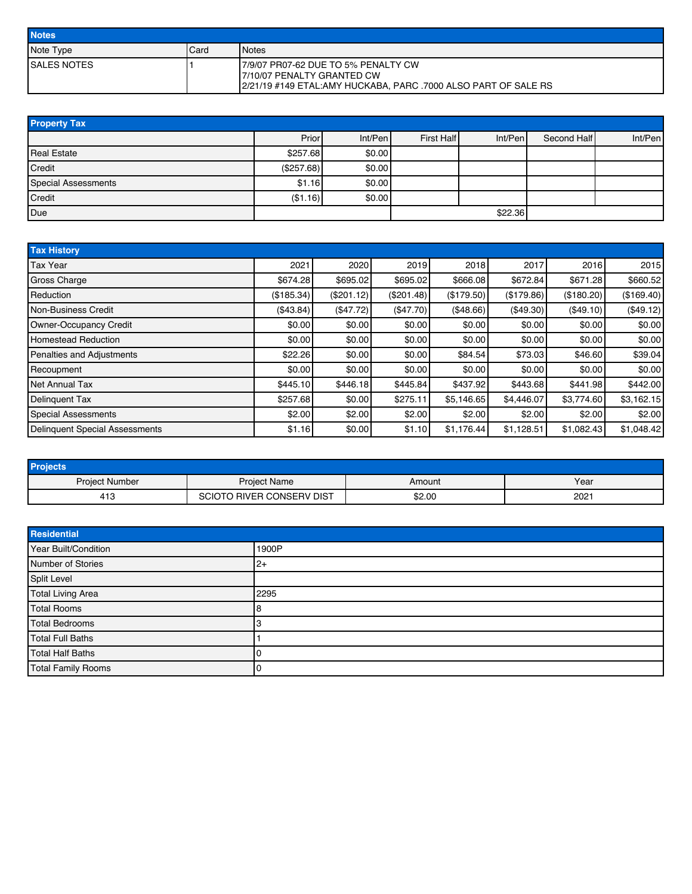## Notes

| Note Type | Card | Notes |
|---|---|---|
| SALES NOTES | 1 | 7/9/07 PR07-62 DUE TO 5% PENALTY CW<br>7/10/07 PENALTY GRANTED CW<br>2/21/19 #149 ETAL:AMY HUCKABA, PARC .7000 ALSO PART OF SALE RS |

## Property Tax

| | Prior | Int/Pen | First Half | Int/Pen | Second Half | Int/Pen |
|---|---|---|---|---|---|---|
| Real Estate | $257.68 | $0.00 | | | | |
| Credit | ($257.68) | $0.00 | | | | |
| Special Assessments | $1.16 | $0.00 | | | | |
| Credit | ($1.16) | $0.00 | | | | |
| Due | | | | $22.36 | | |

## Tax History

| Tax Year | 2021 | 2020 | 2019 | 2018 | 2017 | 2016 | 2015 |
|---|---|---|---|---|---|---|---|
| Gross Charge | $674.28 | $695.02 | $695.02 | $666.08 | $672.84 | $671.28 | $660.52 |
| Reduction | ($185.34) | ($201.12) | ($201.48) | ($179.50) | ($179.86) | ($180.20) | ($169.40) |
| Non-Business Credit | ($43.84) | ($47.72) | ($47.70) | ($48.66) | ($49.30) | ($49.10) | ($49.12) |
| Owner-Occupancy Credit | $0.00 | $0.00 | $0.00 | $0.00 | $0.00 | $0.00 | $0.00 |
| Homestead Reduction | $0.00 | $0.00 | $0.00 | $0.00 | $0.00 | $0.00 | $0.00 |
| Penalties and Adjustments | $22.26 | $0.00 | $0.00 | $84.54 | $73.03 | $46.60 | $39.04 |
| Recoupment | $0.00 | $0.00 | $0.00 | $0.00 | $0.00 | $0.00 | $0.00 |
| Net Annual Tax | $445.10 | $446.18 | $445.84 | $437.92 | $443.68 | $441.98 | $442.00 |
| Delinquent Tax | $257.68 | $0.00 | $275.11 | $5,146.65 | $4,446.07 | $3,774.60 | $3,162.15 |
| Special Assessments | $2.00 | $2.00 | $2.00 | $2.00 | $2.00 | $2.00 | $2.00 |
| Delinquent Special Assessments | $1.16 | $0.00 | $1.10 | $1,176.44 | $1,128.51 | $1,082.43 | $1,048.42 |

## Projects

| Project Number | Project Name | Amount | Year |
|---|---|---|---|
| 413 | SCIOTO RIVER CONSERV DIST | $2.00 | 2021 |

## Residential

| | |
|---|---|
| Year Built/Condition | 1900P |
| Number of Stories | 2+ |
| Split Level | |
| Total Living Area | 2295 |
| Total Rooms | 8 |
| Total Bedrooms | 3 |
| Total Full Baths | 1 |
| Total Half Baths | 0 |
| Total Family Rooms | 0 |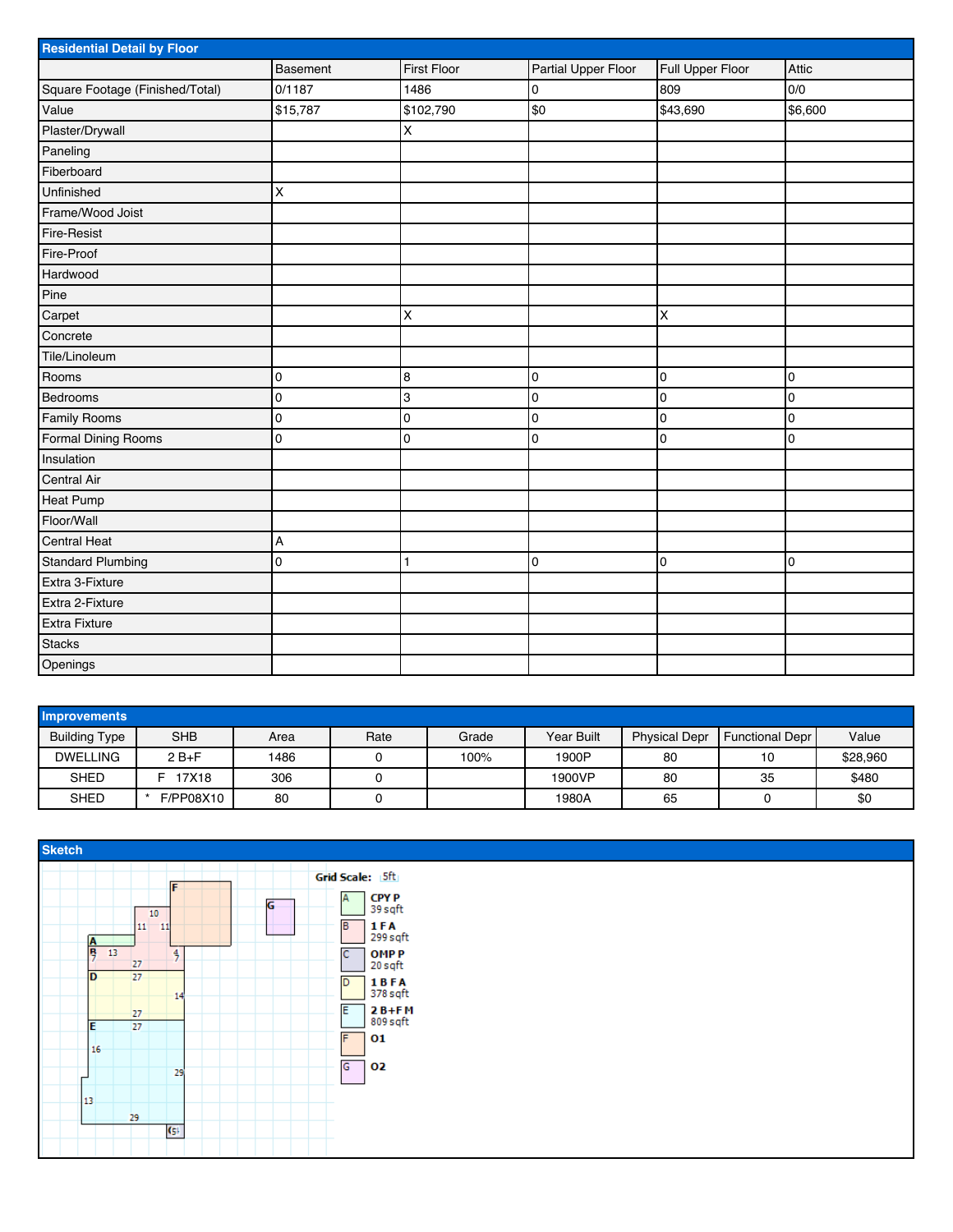## Residential Detail by Floor

| | Basement | First Floor | Partial Upper Floor | Full Upper Floor | Attic |
|---|---|---|---|---|---|
| Square Footage (Finished/Total) | 0/1187 | 1486 | 0 | 809 | 0/0 |
| Value | $15,787 | $102,790 | $0 | $43,690 | $6,600 |
| Plaster/Drywall | | X | | | |
| Paneling | | | | | |
| Fiberboard | | | | | |
| Unfinished | X | | | | |
| Frame/Wood Joist | | | | | |
| Fire-Resist | | | | | |
| Fire-Proof | | | | | |
| Hardwood | | | | | |
| Pine | | | | | |
| Carpet | | X | | X | |
| Concrete | | | | | |
| Tile/Linoleum | | | | | |
| Rooms | 0 | 8 | 0 | 0 | 0 |
| Bedrooms | 0 | 3 | 0 | 0 | 0 |
| Family Rooms | 0 | 0 | 0 | 0 | 0 |
| Formal Dining Rooms | 0 | 0 | 0 | 0 | 0 |
| Insulation | | | | | |
| Central Air | | | | | |
| Heat Pump | | | | | |
| Floor/Wall | | | | | |
| Central Heat | A | | | | |
| Standard Plumbing | 0 | 1 | 0 | 0 | 0 |
| Extra 3-Fixture | | | | | |
| Extra 2-Fixture | | | | | |
| Extra Fixture | | | | | |
| Stacks | | | | | |
| Openings | | | | | |

## Improvements

| Building Type | SHB | Area | Rate | Grade | Year Built | Physical Depr | Functional Depr | Value |
|---|---|---|---|---|---|---|---|---|
| DWELLING | 2 B+F | 1486 | 0 | 100% | 1900P | 80 | 10 | $28,960 |
| SHED | F 17X18 | 306 | 0 | | 1900VP | 80 | 35 | $480 |
| SHED | * F/PP08X10 | 80 | 0 | | 1980A | 65 | 0 | $0 |

## Sketch

Grid Scale: 5ft

A CPY P 39 sqft

B 1 F A 299 sqft

C OMP P 20 sqft

D 1 B F A 378 sqft

E 2 B+F M 809 sqft

F O1

G O2